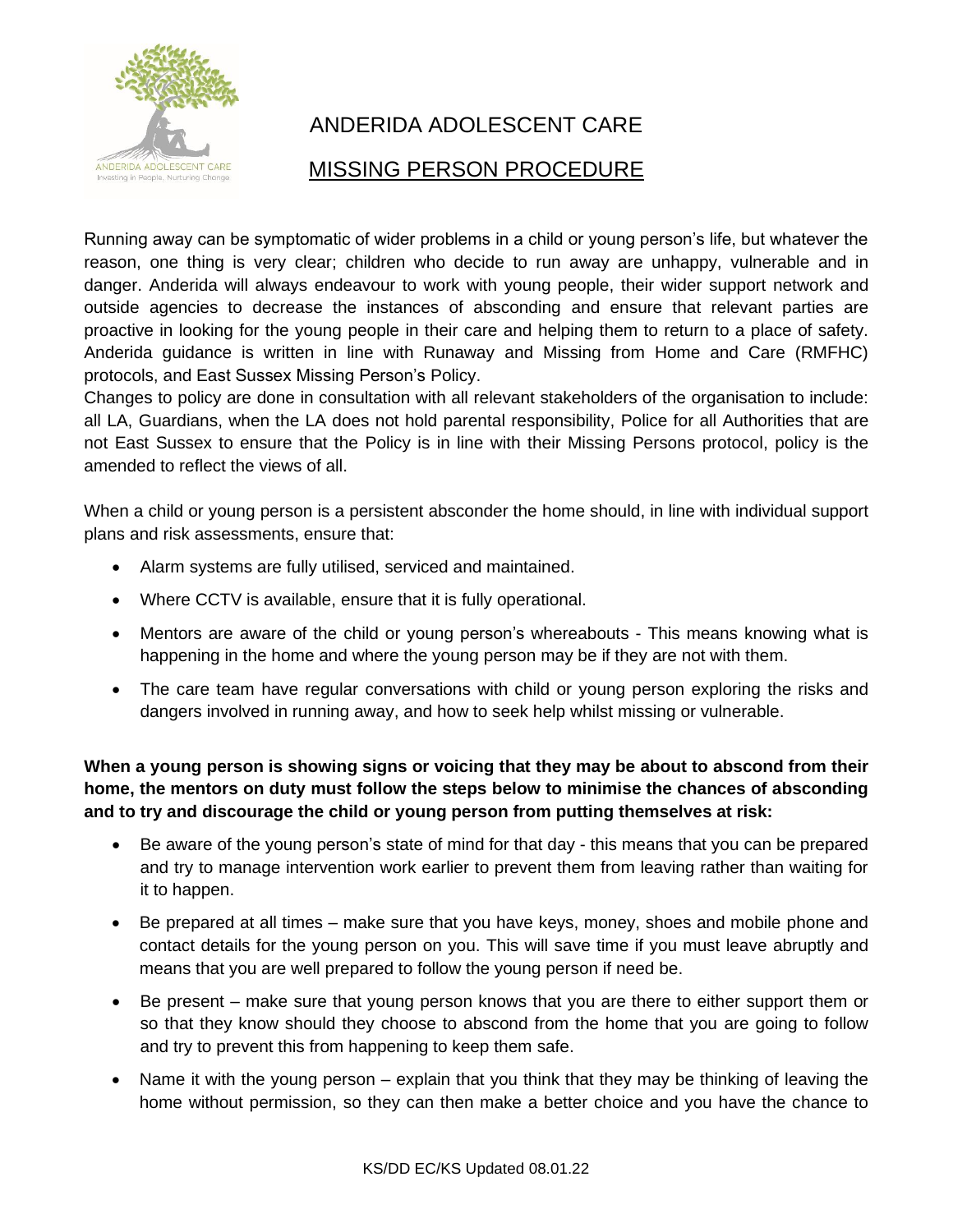# ANDERIDA ADOLESCENT CARE

## MISSING PERSON PROCEDURE

Running away can be symptomatic of wider problems in a child or young person's life, but whatever the reason, one thing is very clear; children who decide to run away are unhappy, vulnerable and in danger. Anderida will always endeavour to work with young people, their wider support network and outside agencies to decrease the instances of absconding and ensure that relevant parties are proactive in looking for the young people in their care and helping them to return to a place of safety. Anderida guidance is written in line with Runaway and Missing from Home and Care (RMFHC) protocols, and East Sussex Missing Person's Policy.

Changes to policy are done in consultation with all relevant stakeholders of the organisation to include: all LA, Guardians, when the LA does not hold parental responsibility, Police for all Authorities that are not East Sussex to ensure that the Policy is in line with their Missing Persons protocol, policy is the amended to reflect the views of all.

When a child or young person is a persistent absconder the home should, in line with individual support plans and risk assessments, ensure that:

- Alarm systems are fully utilised, serviced and maintained.
- Where CCTV is available, ensure that it is fully operational.
- Mentors are aware of the child or young person's whereabouts - This means knowing what is happening in the home and where the young person may be if they are not with them.
- The care team have regular conversations with child or young person exploring the risks and dangers involved in running away, and how to seek help whilst missing or vulnerable.

**When a young person is showing signs or voicing that they may be about to abscond from their home, the mentors on duty must follow the steps below to minimise the chances of absconding and to try and discourage the child or young person from putting themselves at risk:**

- Be aware of the young person's state of mind for that day - this means that you can be prepared and try to manage intervention work earlier to prevent them from leaving rather than waiting for it to happen.
- Be prepared at all times – make sure that you have keys, money, shoes and mobile phone and contact details for the young person on you. This will save time if you must leave abruptly and means that you are well prepared to follow the young person if need be.
- Be present – make sure that young person knows that you are there to either support them or so that they know should they choose to abscond from the home that you are going to follow and try to prevent this from happening to keep them safe.
- Name it with the young person – explain that you think that they may be thinking of leaving the home without permission, so they can then make a better choice and you have the chance to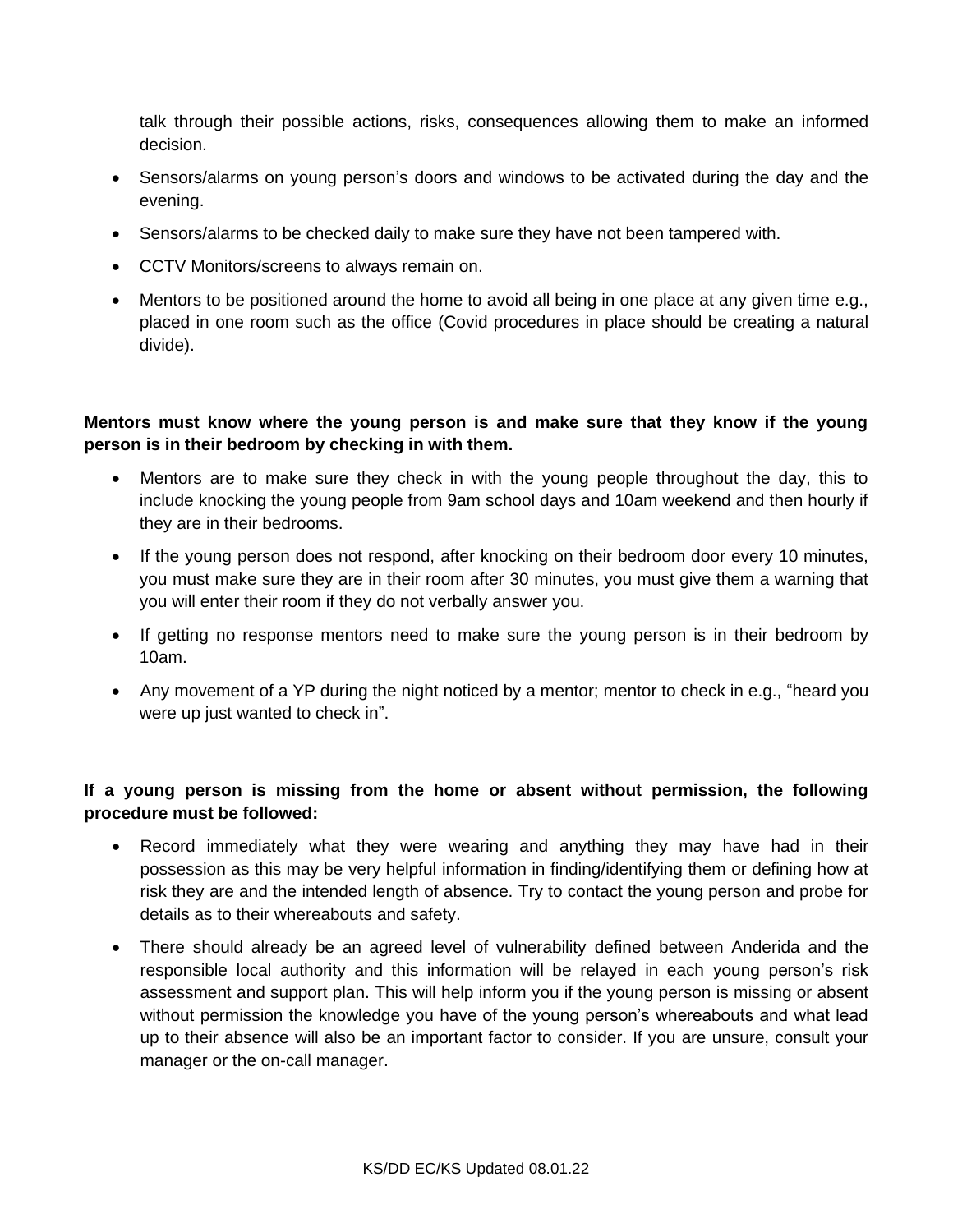talk through their possible actions, risks, consequences allowing them to make an informed decision.

- Sensors/alarms on young person's doors and windows to be activated during the day and the evening.
- Sensors/alarms to be checked daily to make sure they have not been tampered with.
- CCTV Monitors/screens to always remain on.
- Mentors to be positioned around the home to avoid all being in one place at any given time e.g., placed in one room such as the office (Covid procedures in place should be creating a natural divide).

**Mentors must know where the young person is and make sure that they know if the young person is in their bedroom by checking in with them.**

- Mentors are to make sure they check in with the young people throughout the day, this to include knocking the young people from 9am school days and 10am weekend and then hourly if they are in their bedrooms.
- If the young person does not respond, after knocking on their bedroom door every 10 minutes, you must make sure they are in their room after 30 minutes, you must give them a warning that you will enter their room if they do not verbally answer you.
- If getting no response mentors need to make sure the young person is in their bedroom by 10am.
- Any movement of a YP during the night noticed by a mentor; mentor to check in e.g., "heard you were up just wanted to check in".

**If a young person is missing from the home or absent without permission, the following procedure must be followed:**

- Record immediately what they were wearing and anything they may have had in their possession as this may be very helpful information in finding/identifying them or defining how at risk they are and the intended length of absence. Try to contact the young person and probe for details as to their whereabouts and safety.
- There should already be an agreed level of vulnerability defined between Anderida and the responsible local authority and this information will be relayed in each young person's risk assessment and support plan. This will help inform you if the young person is missing or absent without permission the knowledge you have of the young person's whereabouts and what lead up to their absence will also be an important factor to consider. If you are unsure, consult your manager or the on-call manager.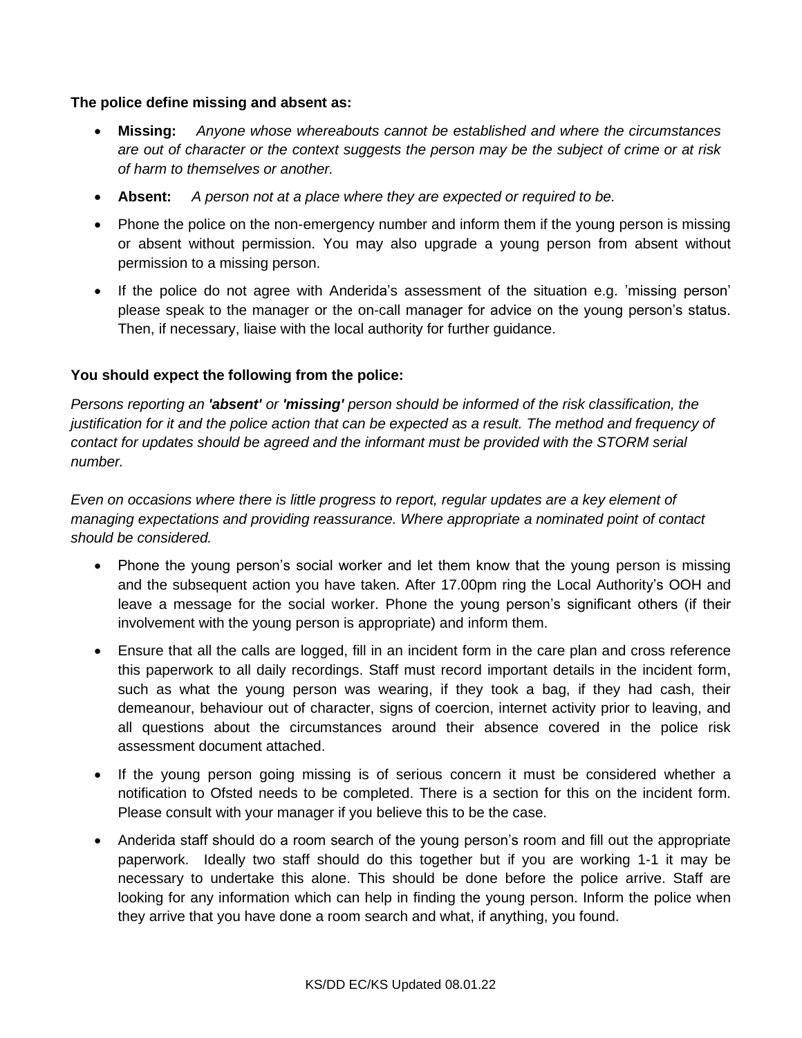**The police define missing and absent as:**

- **Missing:** *Anyone whose whereabouts cannot be established and where the circumstances are out of character or the context suggests the person may be the subject of crime or at risk of harm to themselves or another.*
- **Absent:** *A person not at a place where they are expected or required to be.*
- Phone the police on the non-emergency number and inform them if the young person is missing or absent without permission. You may also upgrade a young person from absent without permission to a missing person.
- If the police do not agree with Anderida's assessment of the situation e.g. 'missing person' please speak to the manager or the on-call manager for advice on the young person's status. Then, if necessary, liaise with the local authority for further guidance.

**You should expect the following from the police:**

*Persons reporting an **'absent'** or **'missing'** person should be informed of the risk classification, the justification for it and the police action that can be expected as a result. The method and frequency of contact for updates should be agreed and the informant must be provided with the STORM serial number.*

*Even on occasions where there is little progress to report, regular updates are a key element of managing expectations and providing reassurance. Where appropriate a nominated point of contact should be considered.*

- Phone the young person's social worker and let them know that the young person is missing and the subsequent action you have taken. After 17.00pm ring the Local Authority's OOH and leave a message for the social worker. Phone the young person's significant others (if their involvement with the young person is appropriate) and inform them.
- Ensure that all the calls are logged, fill in an incident form in the care plan and cross reference this paperwork to all daily recordings. Staff must record important details in the incident form, such as what the young person was wearing, if they took a bag, if they had cash, their demeanour, behaviour out of character, signs of coercion, internet activity prior to leaving, and all questions about the circumstances around their absence covered in the police risk assessment document attached.
- If the young person going missing is of serious concern it must be considered whether a notification to Ofsted needs to be completed. There is a section for this on the incident form. Please consult with your manager if you believe this to be the case.
- Anderida staff should do a room search of the young person's room and fill out the appropriate paperwork. Ideally two staff should do this together but if you are working 1-1 it may be necessary to undertake this alone. This should be done before the police arrive. Staff are looking for any information which can help in finding the young person. Inform the police when they arrive that you have done a room search and what, if anything, you found.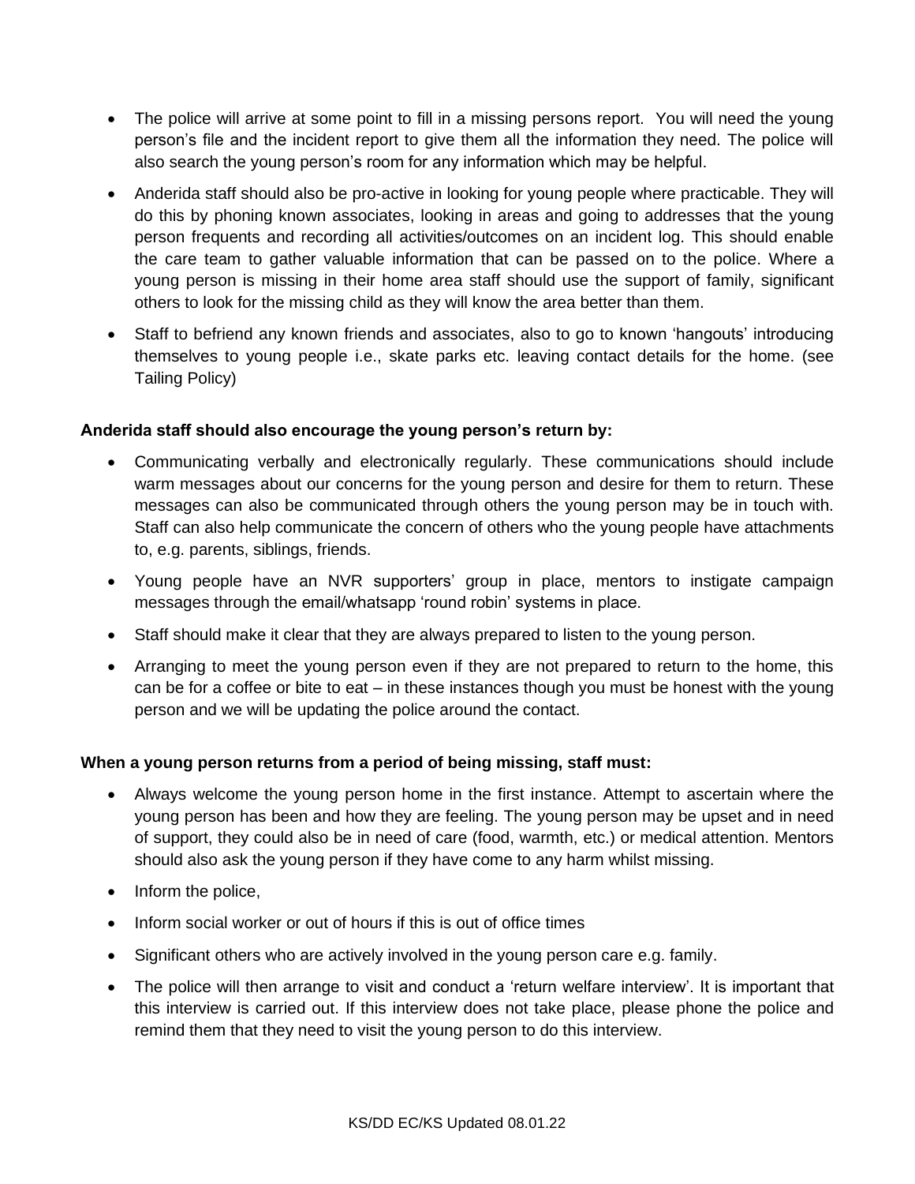- The police will arrive at some point to fill in a missing persons report. You will need the young person's file and the incident report to give them all the information they need. The police will also search the young person's room for any information which may be helpful.
- Anderida staff should also be pro-active in looking for young people where practicable. They will do this by phoning known associates, looking in areas and going to addresses that the young person frequents and recording all activities/outcomes on an incident log. This should enable the care team to gather valuable information that can be passed on to the police. Where a young person is missing in their home area staff should use the support of family, significant others to look for the missing child as they will know the area better than them.
- Staff to befriend any known friends and associates, also to go to known 'hangouts' introducing themselves to young people i.e., skate parks etc. leaving contact details for the home. (see Tailing Policy)

**Anderida staff should also encourage the young person's return by:**

- Communicating verbally and electronically regularly. These communications should include warm messages about our concerns for the young person and desire for them to return. These messages can also be communicated through others the young person may be in touch with. Staff can also help communicate the concern of others who the young people have attachments to, e.g. parents, siblings, friends.
- Young people have an NVR supporters' group in place, mentors to instigate campaign messages through the email/whatsapp 'round robin' systems in place.
- Staff should make it clear that they are always prepared to listen to the young person.
- Arranging to meet the young person even if they are not prepared to return to the home, this can be for a coffee or bite to eat – in these instances though you must be honest with the young person and we will be updating the police around the contact.

**When a young person returns from a period of being missing, staff must:**

- Always welcome the young person home in the first instance. Attempt to ascertain where the young person has been and how they are feeling. The young person may be upset and in need of support, they could also be in need of care (food, warmth, etc.) or medical attention. Mentors should also ask the young person if they have come to any harm whilst missing.
- Inform the police,
- Inform social worker or out of hours if this is out of office times
- Significant others who are actively involved in the young person care e.g. family.
- The police will then arrange to visit and conduct a 'return welfare interview'. It is important that this interview is carried out. If this interview does not take place, please phone the police and remind them that they need to visit the young person to do this interview.

KS/DD EC/KS Updated 08.01.22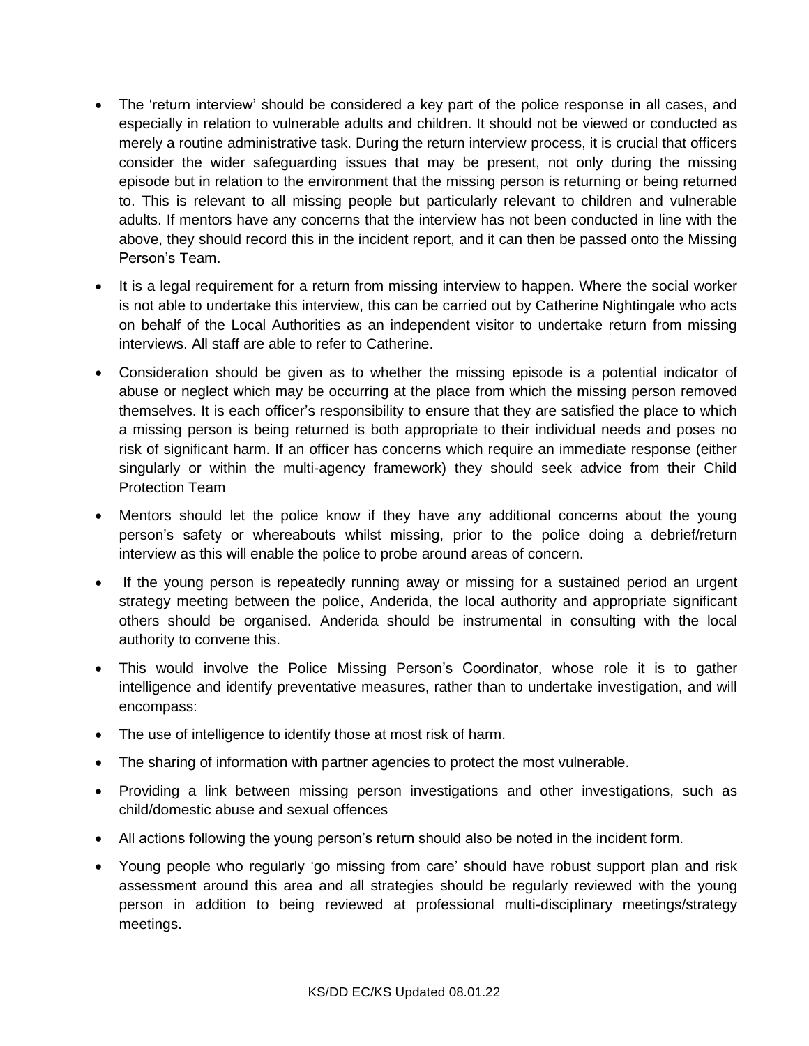- The 'return interview' should be considered a key part of the police response in all cases, and especially in relation to vulnerable adults and children. It should not be viewed or conducted as merely a routine administrative task. During the return interview process, it is crucial that officers consider the wider safeguarding issues that may be present, not only during the missing episode but in relation to the environment that the missing person is returning or being returned to. This is relevant to all missing people but particularly relevant to children and vulnerable adults. If mentors have any concerns that the interview has not been conducted in line with the above, they should record this in the incident report, and it can then be passed onto the Missing Person's Team.
- It is a legal requirement for a return from missing interview to happen. Where the social worker is not able to undertake this interview, this can be carried out by Catherine Nightingale who acts on behalf of the Local Authorities as an independent visitor to undertake return from missing interviews. All staff are able to refer to Catherine.
- Consideration should be given as to whether the missing episode is a potential indicator of abuse or neglect which may be occurring at the place from which the missing person removed themselves. It is each officer's responsibility to ensure that they are satisfied the place to which a missing person is being returned is both appropriate to their individual needs and poses no risk of significant harm. If an officer has concerns which require an immediate response (either singularly or within the multi-agency framework) they should seek advice from their Child Protection Team
- Mentors should let the police know if they have any additional concerns about the young person's safety or whereabouts whilst missing, prior to the police doing a debrief/return interview as this will enable the police to probe around areas of concern.
- If the young person is repeatedly running away or missing for a sustained period an urgent strategy meeting between the police, Anderida, the local authority and appropriate significant others should be organised. Anderida should be instrumental in consulting with the local authority to convene this.
- This would involve the Police Missing Person's Coordinator, whose role it is to gather intelligence and identify preventative measures, rather than to undertake investigation, and will encompass:
- The use of intelligence to identify those at most risk of harm.
- The sharing of information with partner agencies to protect the most vulnerable.
- Providing a link between missing person investigations and other investigations, such as child/domestic abuse and sexual offences
- All actions following the young person's return should also be noted in the incident form.
- Young people who regularly 'go missing from care' should have robust support plan and risk assessment around this area and all strategies should be regularly reviewed with the young person in addition to being reviewed at professional multi-disciplinary meetings/strategy meetings.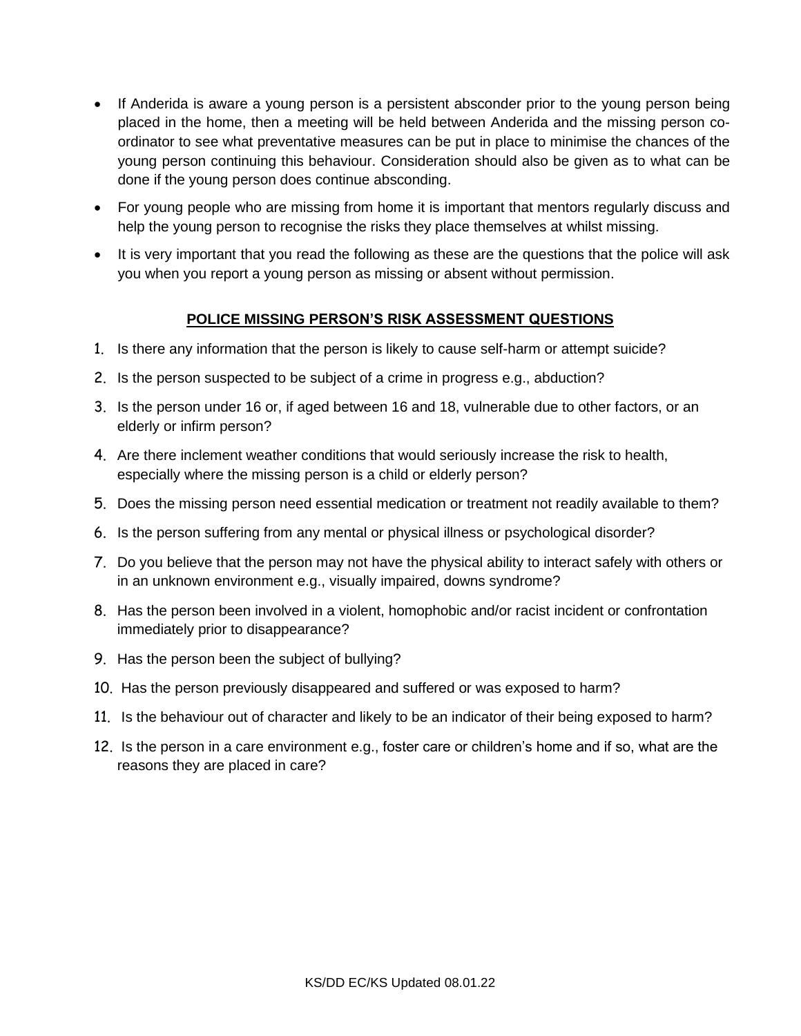- If Anderida is aware a young person is a persistent absconder prior to the young person being placed in the home, then a meeting will be held between Anderida and the missing person co-ordinator to see what preventative measures can be put in place to minimise the chances of the young person continuing this behaviour. Consideration should also be given as to what can be done if the young person does continue absconding.
- For young people who are missing from home it is important that mentors regularly discuss and help the young person to recognise the risks they place themselves at whilst missing.
- It is very important that you read the following as these are the questions that the police will ask you when you report a young person as missing or absent without permission.

## POLICE MISSING PERSON'S RISK ASSESSMENT QUESTIONS

1. Is there any information that the person is likely to cause self-harm or attempt suicide?
2. Is the person suspected to be subject of a crime in progress e.g., abduction?
3. Is the person under 16 or, if aged between 16 and 18, vulnerable due to other factors, or an elderly or infirm person?
4. Are there inclement weather conditions that would seriously increase the risk to health, especially where the missing person is a child or elderly person?
5. Does the missing person need essential medication or treatment not readily available to them?
6. Is the person suffering from any mental or physical illness or psychological disorder?
7. Do you believe that the person may not have the physical ability to interact safely with others or in an unknown environment e.g., visually impaired, downs syndrome?
8. Has the person been involved in a violent, homophobic and/or racist incident or confrontation immediately prior to disappearance?
9. Has the person been the subject of bullying?
10. Has the person previously disappeared and suffered or was exposed to harm?
11. Is the behaviour out of character and likely to be an indicator of their being exposed to harm?
12. Is the person in a care environment e.g., foster care or children's home and if so, what are the reasons they are placed in care?

KS/DD EC/KS Updated 08.01.22